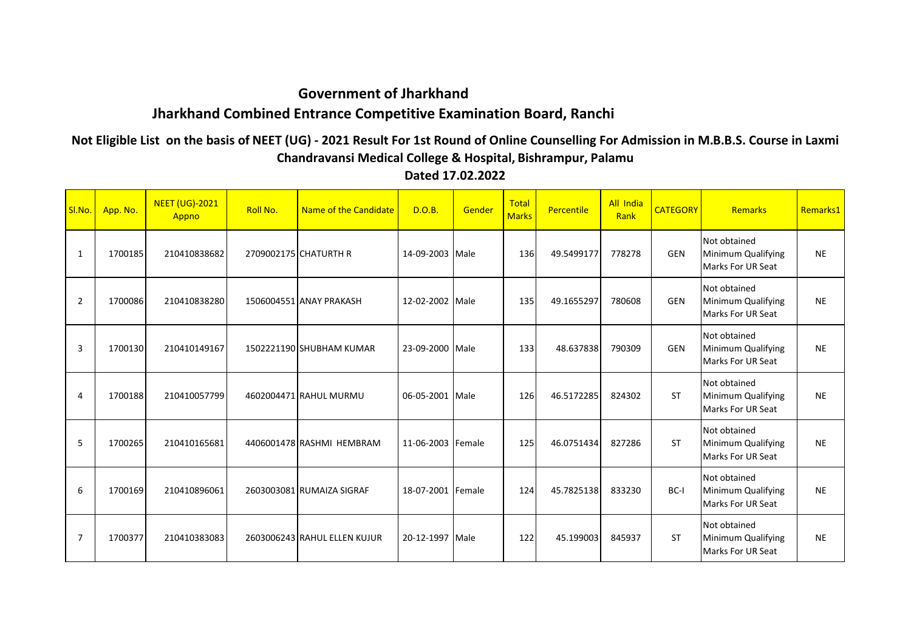# Government of Jharkhand

## Jharkhand Combined Entrance Competitive Examination Board, Ranchi

### Not Eligible List on the basis of NEET (UG) - 2021 Result For 1st Round of Online Counselling For Admission in M.B.B.S. Course in Laxmi Chandravansi Medical College & Hospital, Bishrampur, Palamu

**Dated 17.02.2022**

| Sl.No. | App. No. | NEET (UG)-2021 Appno | Roll No. | Name of the Candidate | D.O.B. | Gender | Total Marks | Percentile | All India Rank | CATEGORY | Remarks | Remarks1 |
|---|---|---|---|---|---|---|---|---|---|---|---|---|
| 1 | 1700185 | 210410838682 | 2709002175 | CHATURTH R | 14-09-2003 | Male | 136 | 49.5499177 | 778278 | GEN | Not obtained Minimum Qualifying Marks For UR Seat | NE |
| 2 | 1700086 | 210410838280 | 1506004551 | ANAY PRAKASH | 12-02-2002 | Male | 135 | 49.1655297 | 780608 | GEN | Not obtained Minimum Qualifying Marks For UR Seat | NE |
| 3 | 1700130 | 210410149167 | 1502221190 | SHUBHAM KUMAR | 23-09-2000 | Male | 133 | 48.637838 | 790309 | GEN | Not obtained Minimum Qualifying Marks For UR Seat | NE |
| 4 | 1700188 | 210410057799 | 4602004471 | RAHUL MURMU | 06-05-2001 | Male | 126 | 46.5172285 | 824302 | ST | Not obtained Minimum Qualifying Marks For UR Seat | NE |
| 5 | 1700265 | 210410165681 | 4406001478 | RASHMI HEMBRAM | 11-06-2003 | Female | 125 | 46.0751434 | 827286 | ST | Not obtained Minimum Qualifying Marks For UR Seat | NE |
| 6 | 1700169 | 210410896061 | 2603003081 | RUMAIZA SIGRAF | 18-07-2001 | Female | 124 | 45.7825138 | 833230 | BC-I | Not obtained Minimum Qualifying Marks For UR Seat | NE |
| 7 | 1700377 | 210410383083 | 2603006243 | RAHUL ELLEN KUJUR | 20-12-1997 | Male | 122 | 45.199003 | 845937 | ST | Not obtained Minimum Qualifying Marks For UR Seat | NE |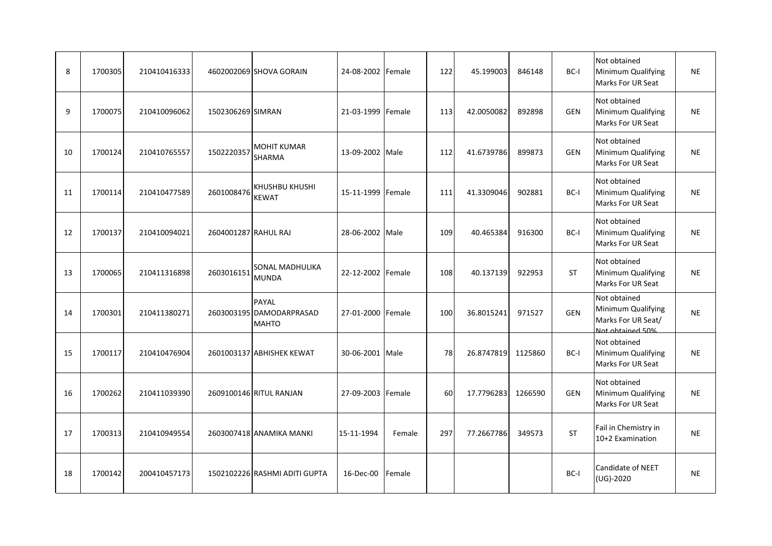| | | | | | | | | | | | | |
|---|---|---|---|---|---|---|---|---|---|---|---|---|
| 8 | 1700305 | 210410416333 | 4602002069 | SHOVA GORAIN | 24-08-2002 | Female | 122 | 45.199003 | 846148 | BC-I | Not obtained Minimum Qualifying Marks For UR Seat | NE |
| 9 | 1700075 | 210410096062 | 1502306269 | SIMRAN | 21-03-1999 | Female | 113 | 42.0050082 | 892898 | GEN | Not obtained Minimum Qualifying Marks For UR Seat | NE |
| 10 | 1700124 | 210410765557 | 1502220357 | MOHIT KUMAR SHARMA | 13-09-2002 | Male | 112 | 41.6739786 | 899873 | GEN | Not obtained Minimum Qualifying Marks For UR Seat | NE |
| 11 | 1700114 | 210410477589 | 2601008476 | KHUSHBU KHUSHI KEWAT | 15-11-1999 | Female | 111 | 41.3309046 | 902881 | BC-I | Not obtained Minimum Qualifying Marks For UR Seat | NE |
| 12 | 1700137 | 210410094021 | 2604001287 | RAHUL RAJ | 28-06-2002 | Male | 109 | 40.465384 | 916300 | BC-I | Not obtained Minimum Qualifying Marks For UR Seat | NE |
| 13 | 1700065 | 210411316898 | 2603016151 | SONAL MADHULIKA MUNDA | 22-12-2002 | Female | 108 | 40.137139 | 922953 | ST | Not obtained Minimum Qualifying Marks For UR Seat | NE |
| 14 | 1700301 | 210411380271 | 2603003195 | PAYAL DAMODARPRASAD MAHTO | 27-01-2000 | Female | 100 | 36.8015241 | 971527 | GEN | Not obtained Minimum Qualifying Marks For UR Seat/ Not obtained 50% | NE |
| 15 | 1700117 | 210410476904 | 2601003137 | ABHISHEK KEWAT | 30-06-2001 | Male | 78 | 26.8747819 | 1125860 | BC-I | Not obtained Minimum Qualifying Marks For UR Seat | NE |
| 16 | 1700262 | 210411039390 | 2609100146 | RITUL RANJAN | 27-09-2003 | Female | 60 | 17.7796283 | 1266590 | GEN | Not obtained Minimum Qualifying Marks For UR Seat | NE |
| 17 | 1700313 | 210410949554 | 2603007418 | ANAMIKA MANKI | 15-11-1994 | Female | 297 | 77.2667786 | 349573 | ST | Fail in Chemistry in 10+2 Examination | NE |
| 18 | 1700142 | 200410457173 | 1502102226 | RASHMI ADITI GUPTA | 16-Dec-00 | Female | | | | BC-I | Candidate of NEET (UG)-2020 | NE |